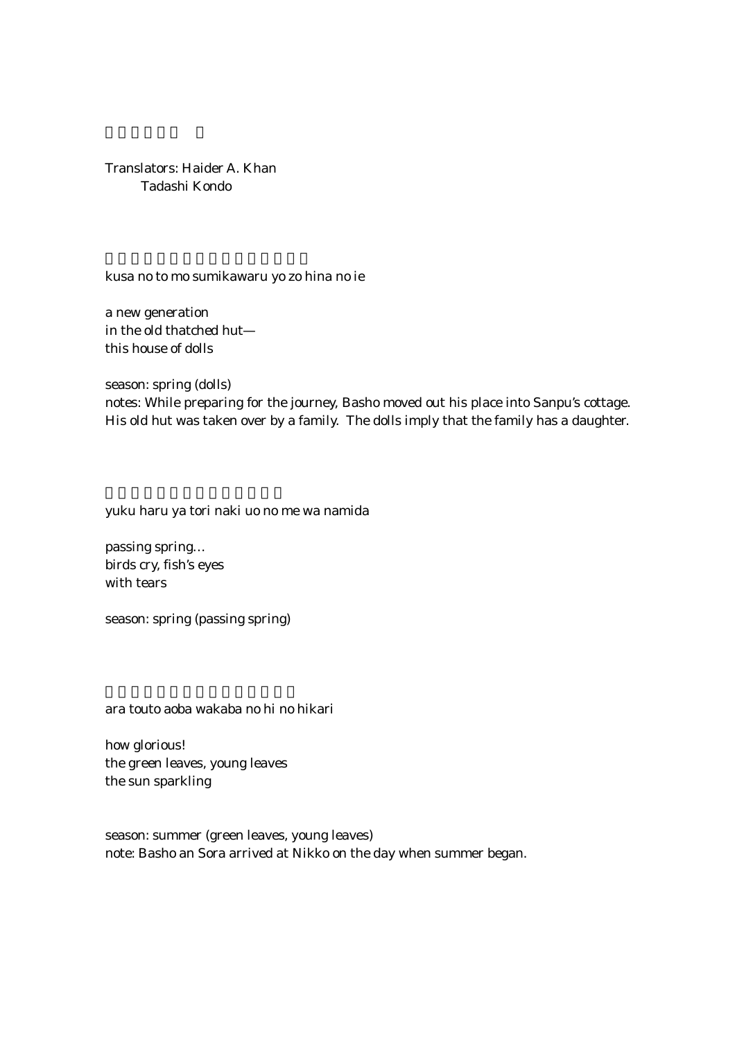Translators: Haider A. Khan
Tadashi Kondo

kusa no to mo sumikawaru yo zo hina no ie

a new generation
in the old thatched hut—
this house of dolls

season: spring (dolls)
notes: While preparing for the journey, Basho moved out his place into Sanpu's cottage. His old hut was taken over by a family. The dolls imply that the family has a daughter.

yuku haru ya tori naki uo no me wa namida

passing spring…
birds cry, fish's eyes
with tears

season: spring (passing spring)

ara touto aoba wakaba no hi no hikari

how glorious!
the green leaves, young leaves
the sun sparkling

season: summer (green leaves, young leaves)
note: Basho an Sora arrived at Nikko on the day when summer began.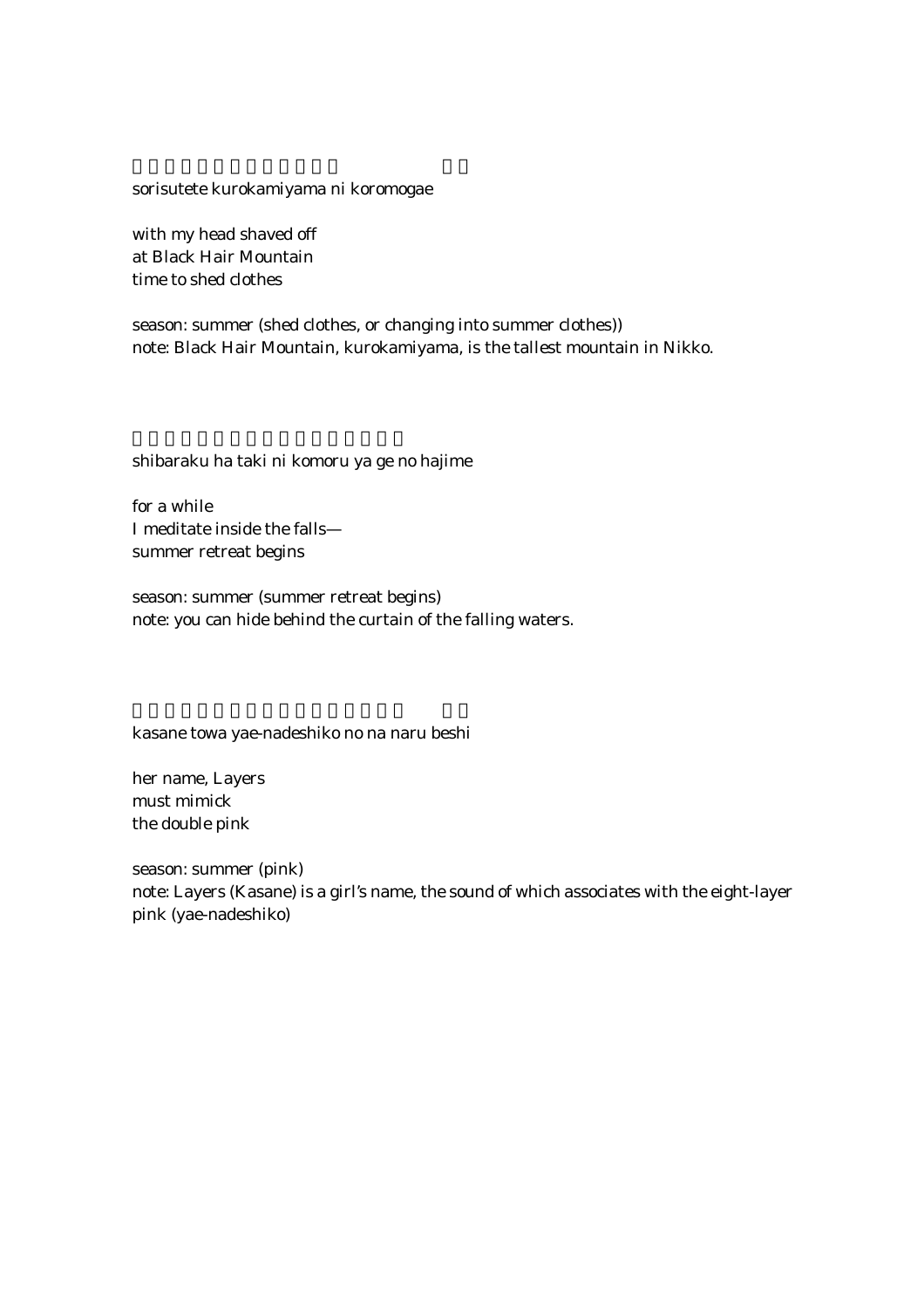sorisutete kurokamiyama ni koromogae

with my head shaved off
at Black Hair Mountain
time to shed clothes

season: summer (shed clothes, or changing into summer clothes))
note: Black Hair Mountain, kurokamiyama, is the tallest mountain in Nikko.

shibaraku ha taki ni komoru ya ge no hajime

for a while
I meditate inside the falls—
summer retreat begins

season: summer (summer retreat begins)
note: you can hide behind the curtain of the falling waters.

kasane towa yae-nadeshiko no na naru beshi

her name, Layers
must mimick
the double pink

season: summer (pink)
note: Layers (Kasane) is a girl's name, the sound of which associates with the eight-layer pink (yae-nadeshiko)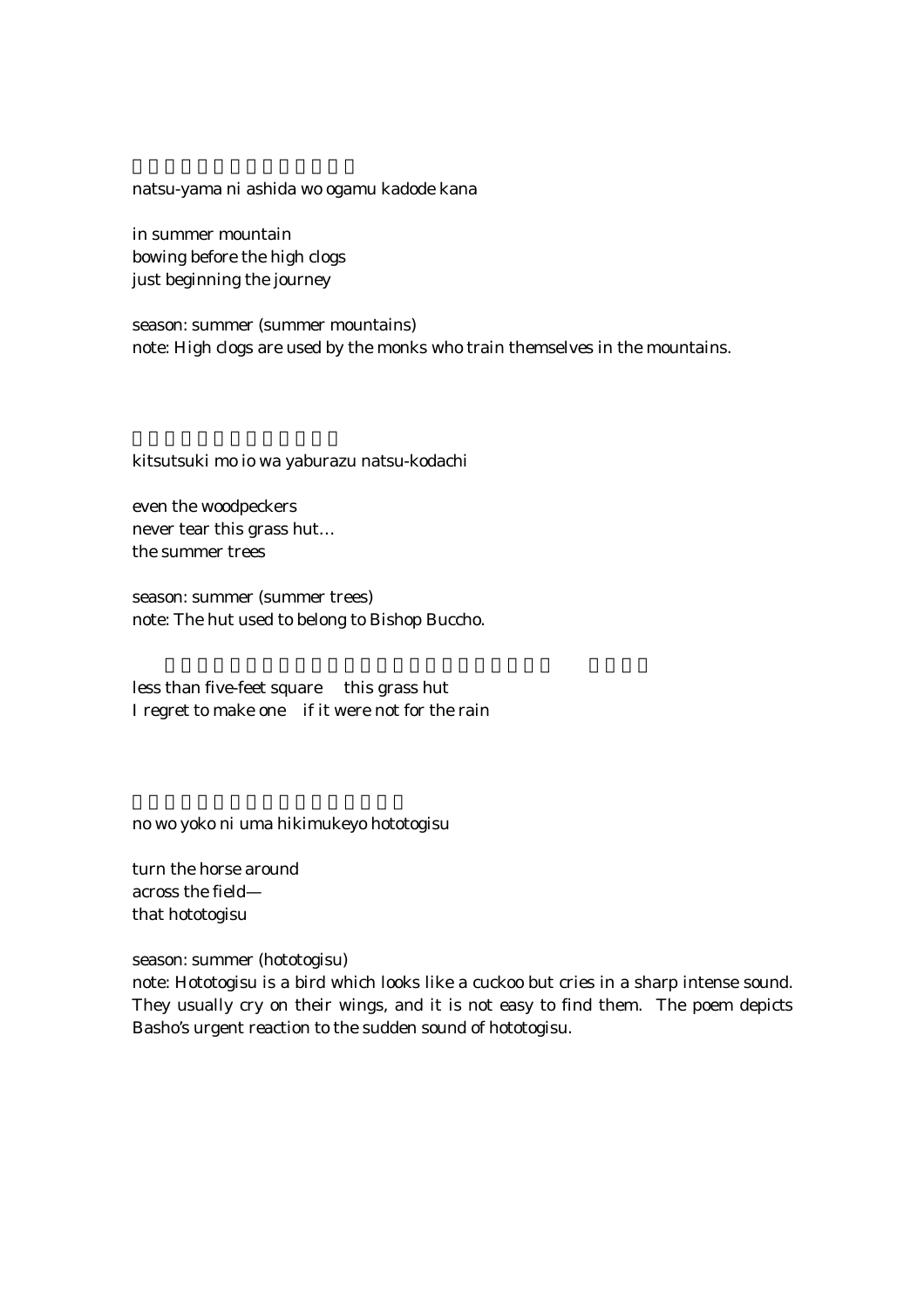natsu-yama ni ashida wo ogamu kadode kana

in summer mountain
bowing before the high clogs
just beginning the journey

season: summer (summer mountains)
note: High clogs are used by the monks who train themselves in the mountains.

kitsutsuki mo io wa yaburazu natsu-kodachi

even the woodpeckers
never tear this grass hut…
the summer trees

season: summer (summer trees)
note: The hut used to belong to Bishop Buccho.

less than five-feet square   this grass hut
I regret to make one   if it were not for the rain

no wo yoko ni uma hikimukeyo hototogisu

turn the horse around
across the field—
that hototogisu

season: summer (hototogisu)
note: Hototogisu is a bird which looks like a cuckoo but cries in a sharp intense sound. They usually cry on their wings, and it is not easy to find them. The poem depicts Basho's urgent reaction to the sudden sound of hototogisu.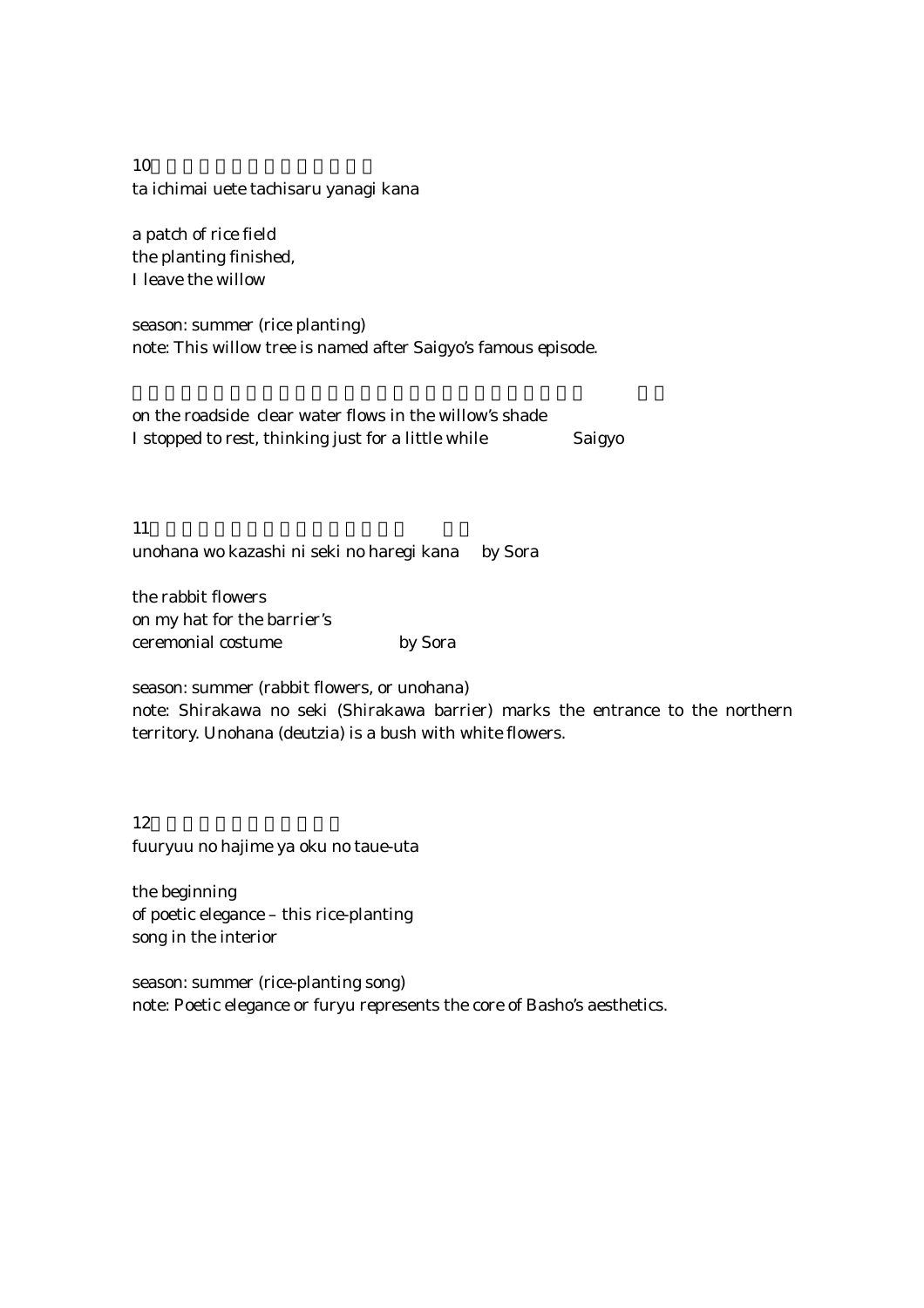10

ta ichimai uete tachisaru yanagi kana

a patch of rice field
the planting finished,
I leave the willow

season: summer (rice planting)
note: This willow tree is named after Saigyo's famous episode.

on the roadside clear water flows in the willow's shade
I stopped to rest, thinking just for a little while Saigyo

11

unohana wo kazashi ni seki no haregi kana by Sora

the rabbit flowers
on my hat for the barrier's
ceremonial costume by Sora

season: summer (rabbit flowers, or unohana)
note: Shirakawa no seki (Shirakawa barrier) marks the entrance to the northern territory. Unohana (deutzia) is a bush with white flowers.

12

fuuryuu no hajime ya oku no taue-uta

the beginning
of poetic elegance – this rice-planting
song in the interior

season: summer (rice-planting song)
note: Poetic elegance or furyu represents the core of Basho's aesthetics.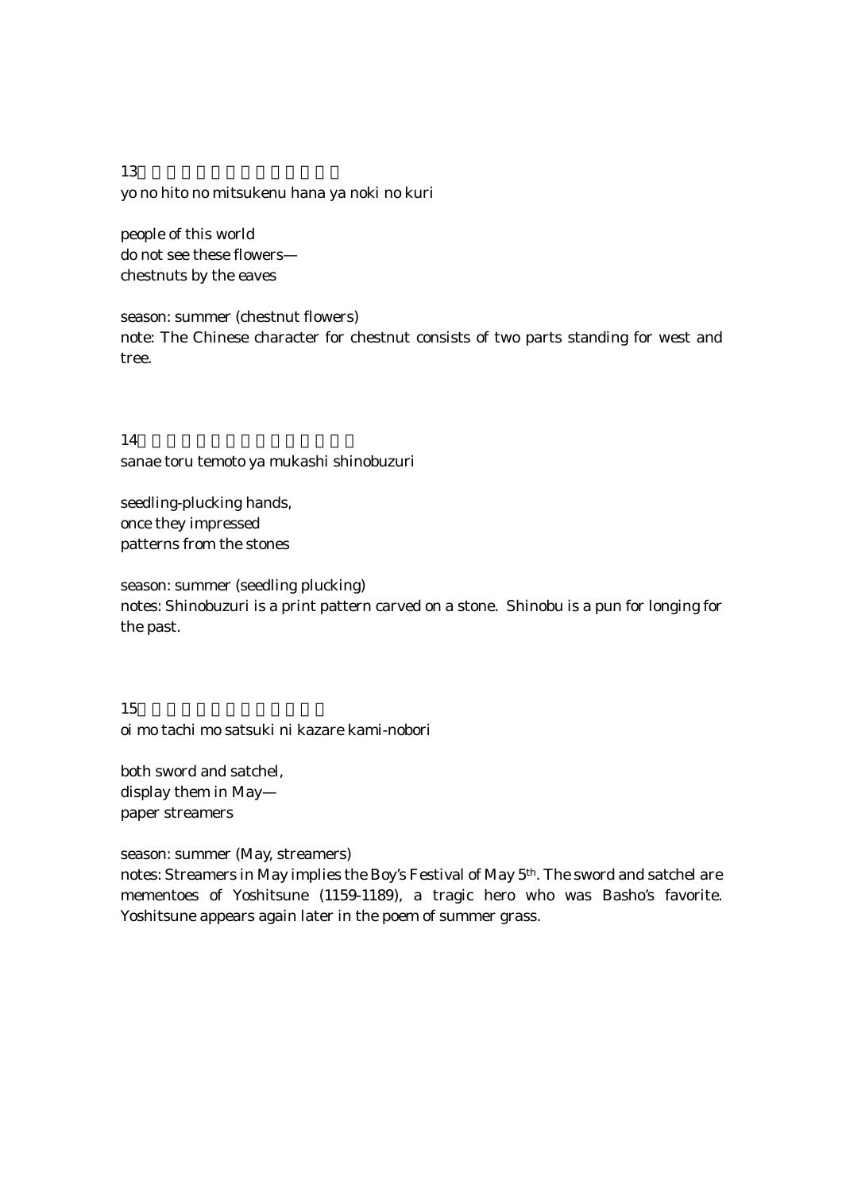13

yo no hito no mitsukenu hana ya noki no kuri

people of this world
do not see these flowers—
chestnuts by the eaves

season: summer (chestnut flowers)
note: The Chinese character for chestnut consists of two parts standing for west and tree.

14

sanae toru temoto ya mukashi shinobuzuri

seedling-plucking hands,
once they impressed
patterns from the stones

season: summer (seedling plucking)
notes: Shinobuzuri is a print pattern carved on a stone. Shinobu is a pun for longing for the past.

15

oi mo tachi mo satsuki ni kazare kami-nobori

both sword and satchel,
display them in May—
paper streamers

season: summer (May, streamers)
notes: Streamers in May implies the Boy's Festival of May 5th. The sword and satchel are mementoes of Yoshitsune (1159-1189), a tragic hero who was Basho's favorite. Yoshitsune appears again later in the poem of summer grass.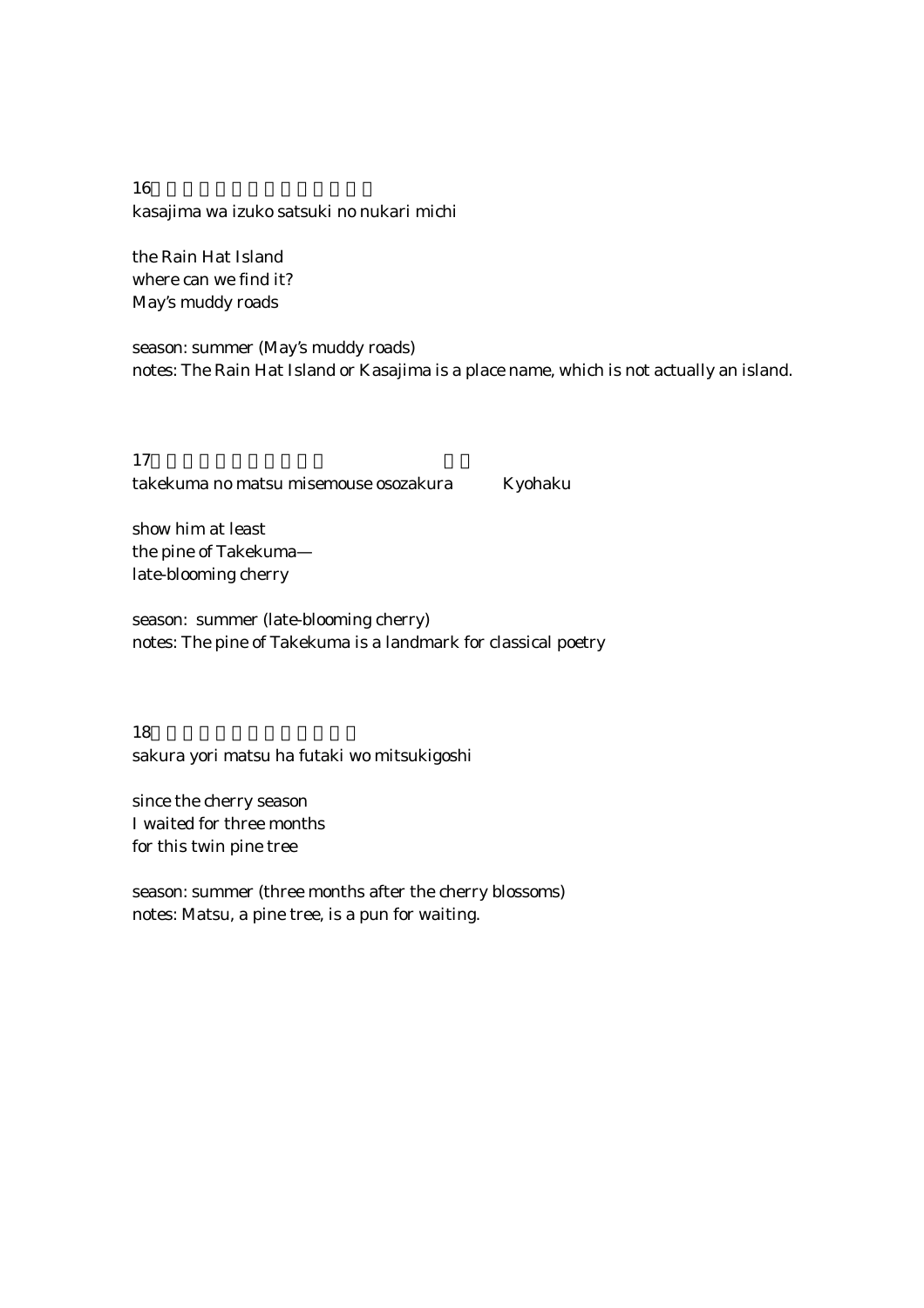16

kasajima wa izuko satsuki no nukari michi

the Rain Hat Island
where can we find it?
May's muddy roads

season: summer (May's muddy roads)
notes: The Rain Hat Island or Kasajima is a place name, which is not actually an island.

17

takekuma no matsu misemouse osozakura Kyohaku

show him at least
the pine of Takekuma—
late-blooming cherry

season: summer (late-blooming cherry)
notes: The pine of Takekuma is a landmark for classical poetry

18

sakura yori matsu ha futaki wo mitsukigoshi

since the cherry season
I waited for three months
for this twin pine tree

season: summer (three months after the cherry blossoms)
notes: Matsu, a pine tree, is a pun for waiting.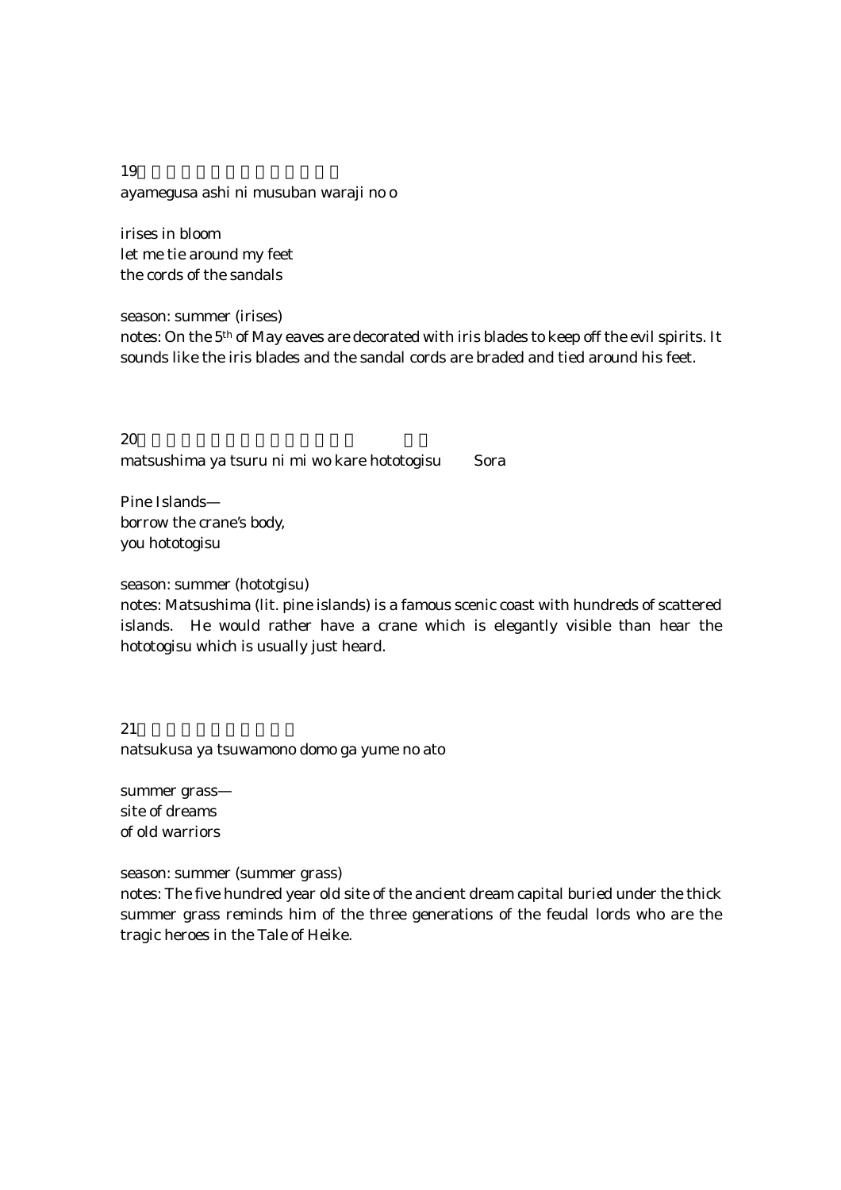19

ayamegusa ashi ni musuban waraji no o

irises in bloom
let me tie around my feet
the cords of the sandals

season: summer (irises)

notes: On the 5th of May eaves are decorated with iris blades to keep off the evil spirits. It sounds like the iris blades and the sandal cords are braded and tied around his feet.

20

matsushima ya tsuru ni mi wo kare hototogisu　　Sora

Pine Islands—
borrow the crane's body,
you hototogisu

season: summer (hototgisu)

notes: Matsushima (lit. pine islands) is a famous scenic coast with hundreds of scattered islands. He would rather have a crane which is elegantly visible than hear the hototogisu which is usually just heard.

21

natsukusa ya tsuwamono domo ga yume no ato

summer grass—
site of dreams
of old warriors

season: summer (summer grass)

notes: The five hundred year old site of the ancient dream capital buried under the thick summer grass reminds him of the three generations of the feudal lords who are the tragic heroes in the Tale of Heike.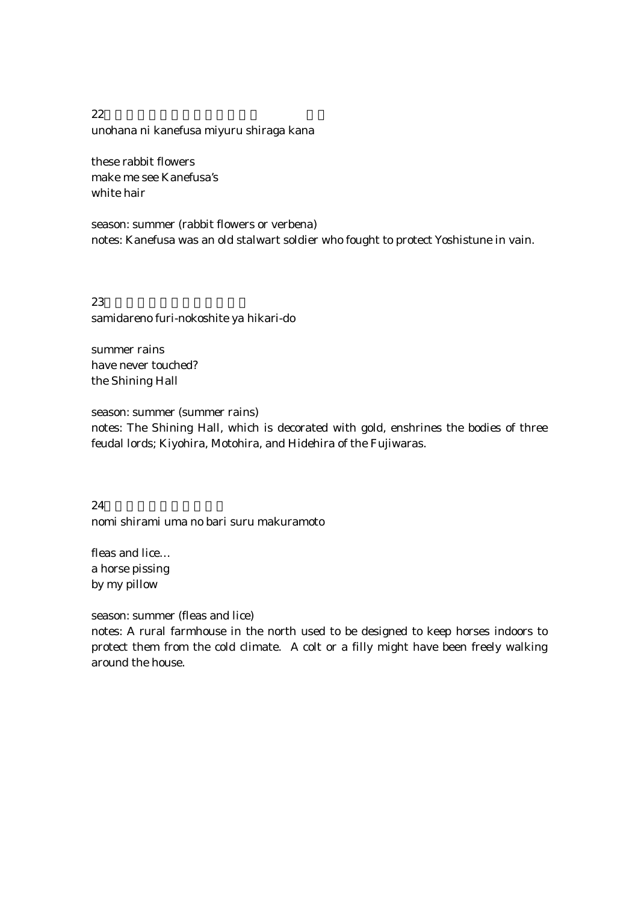22

unohana ni kanefusa miyuru shiraga kana

these rabbit flowers
make me see Kanefusa's
white hair

season: summer (rabbit flowers or verbena)
notes: Kanefusa was an old stalwart soldier who fought to protect Yoshistune in vain.

23

samidareno furi-nokoshite ya hikari-do

summer rains
have never touched?
the Shining Hall

season: summer (summer rains)
notes: The Shining Hall, which is decorated with gold, enshrines the bodies of three feudal lords; Kiyohira, Motohira, and Hidehira of the Fujiwaras.

24

nomi shirami uma no bari suru makuramoto

fleas and lice…
a horse pissing
by my pillow

season: summer (fleas and lice)
notes: A rural farmhouse in the north used to be designed to keep horses indoors to protect them from the cold climate. A colt or a filly might have been freely walking around the house.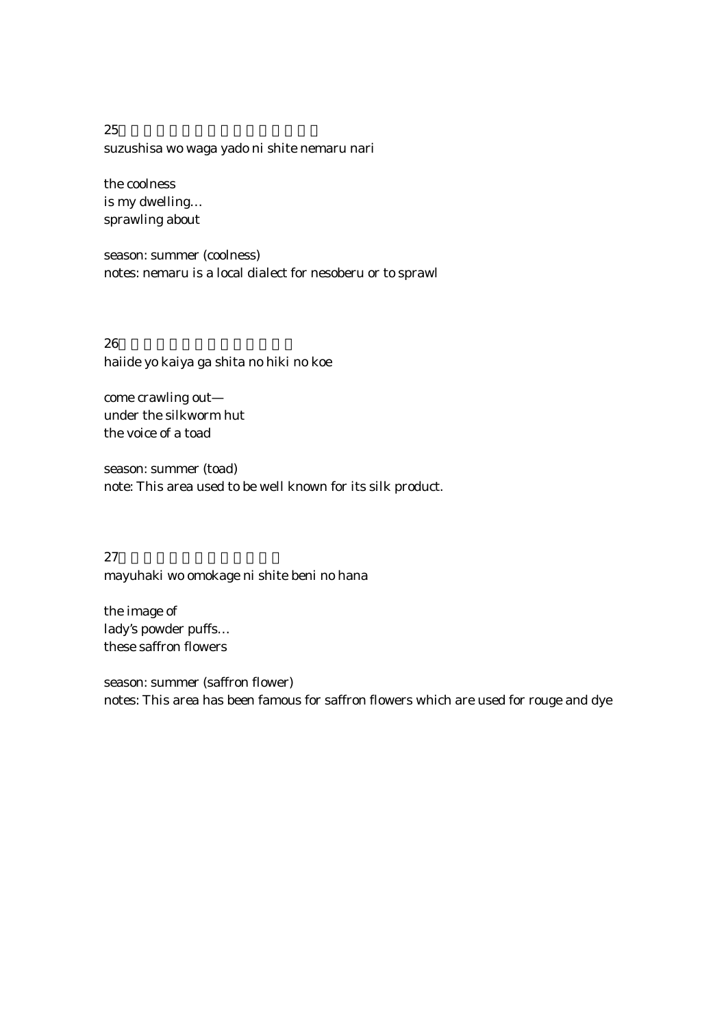25

suzushisa wo waga yado ni shite nemaru nari

the coolness
is my dwelling…
sprawling about

season: summer (coolness)
notes: nemaru is a local dialect for nesoberu or to sprawl

26

haiide yo kaiya ga shita no hiki no koe

come crawling out—
under the silkworm hut
the voice of a toad

season: summer (toad)
note: This area used to be well known for its silk product.

27

mayuhaki wo omokage ni shite beni no hana

the image of
lady's powder puffs…
these saffron flowers

season: summer (saffron flower)
notes: This area has been famous for saffron flowers which are used for rouge and dye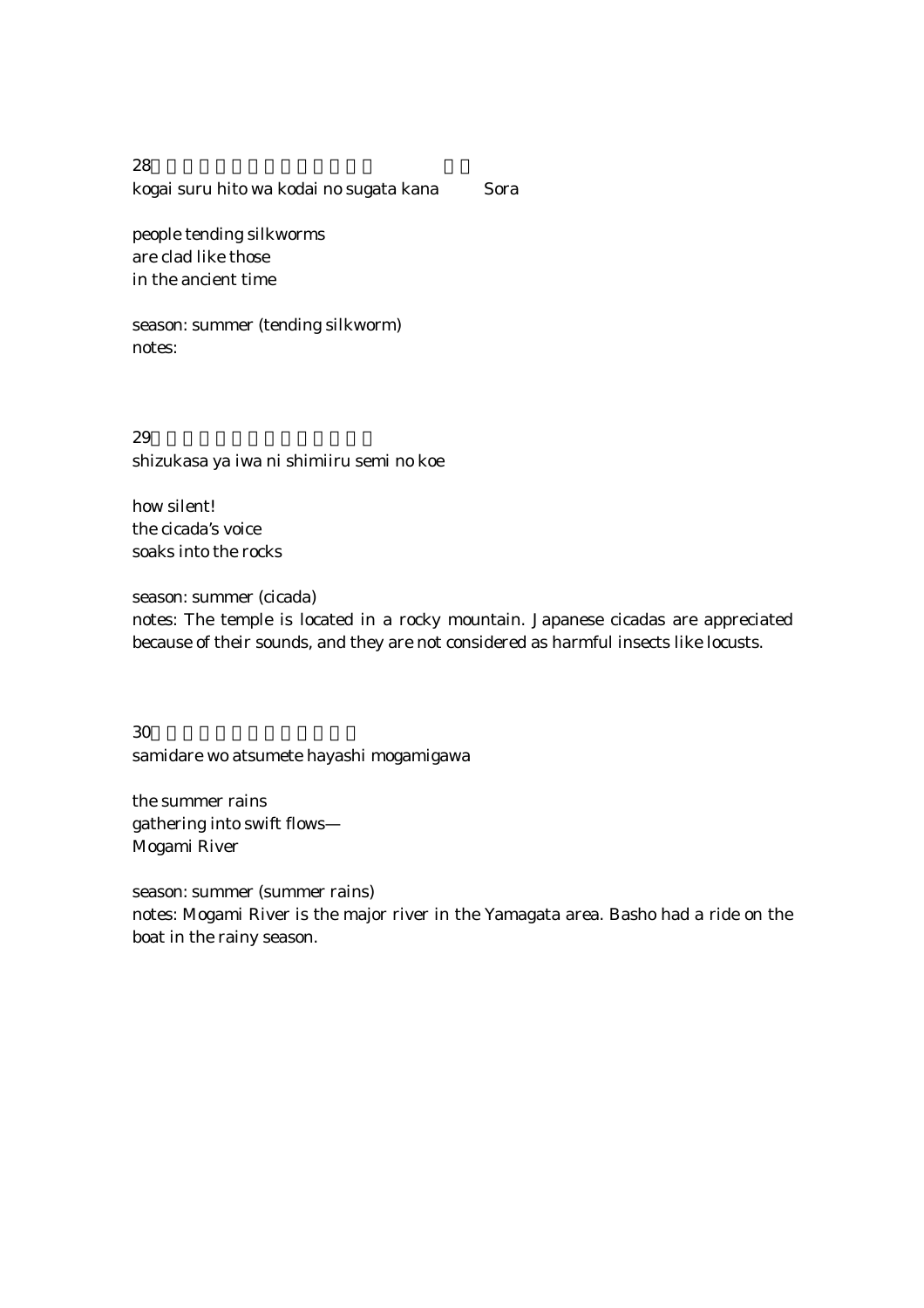28

kogai suru hito wa kodai no sugata kana　　Sora

people tending silkworms
are clad like those
in the ancient time

season: summer (tending silkworm)
notes:

29

shizukasa ya iwa ni shimiiru semi no koe

how silent!
the cicada's voice
soaks into the rocks

season: summer (cicada)
notes: The temple is located in a rocky mountain. Japanese cicadas are appreciated because of their sounds, and they are not considered as harmful insects like locusts.

30

samidare wo atsumete hayashi mogamigawa

the summer rains
gathering into swift flows—
Mogami River

season: summer (summer rains)
notes: Mogami River is the major river in the Yamagata area. Basho had a ride on the boat in the rainy season.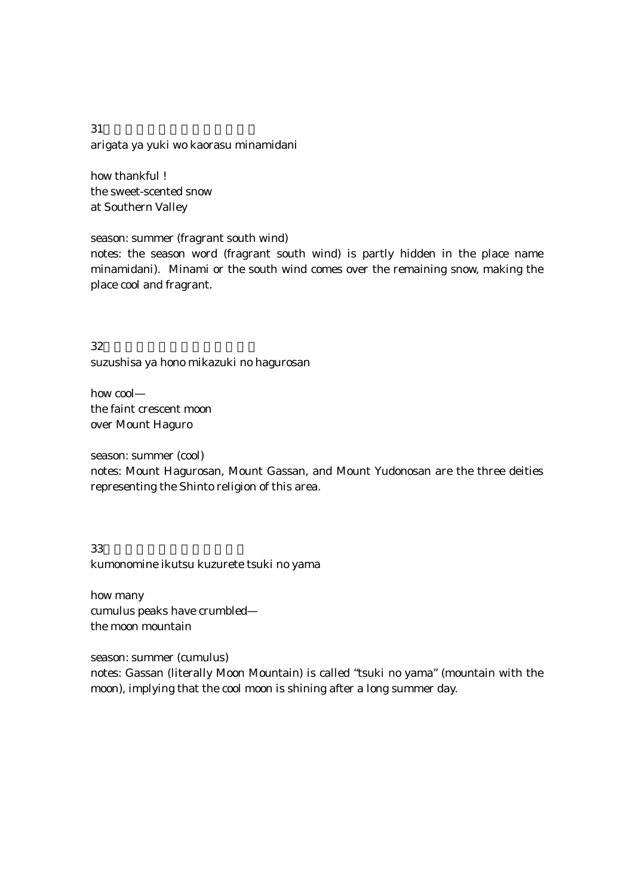31

arigata ya yuki wo kaorasu minamidani

how thankful !
the sweet-scented snow
at Southern Valley

season: summer (fragrant south wind)
notes: the season word (fragrant south wind) is partly hidden in the place name minamidani). Minami or the south wind comes over the remaining snow, making the place cool and fragrant.

32

suzushisa ya hono mikazuki no hagurosan

how cool—
the faint crescent moon
over Mount Haguro

season: summer (cool)
notes: Mount Hagurosan, Mount Gassan, and Mount Yudonosan are the three deities representing the Shinto religion of this area.

33

kumonomine ikutsu kuzurete tsuki no yama

how many
cumulus peaks have crumbled—
the moon mountain

season: summer (cumulus)
notes: Gassan (literally Moon Mountain) is called "tsuki no yama" (mountain with the moon), implying that the cool moon is shining after a long summer day.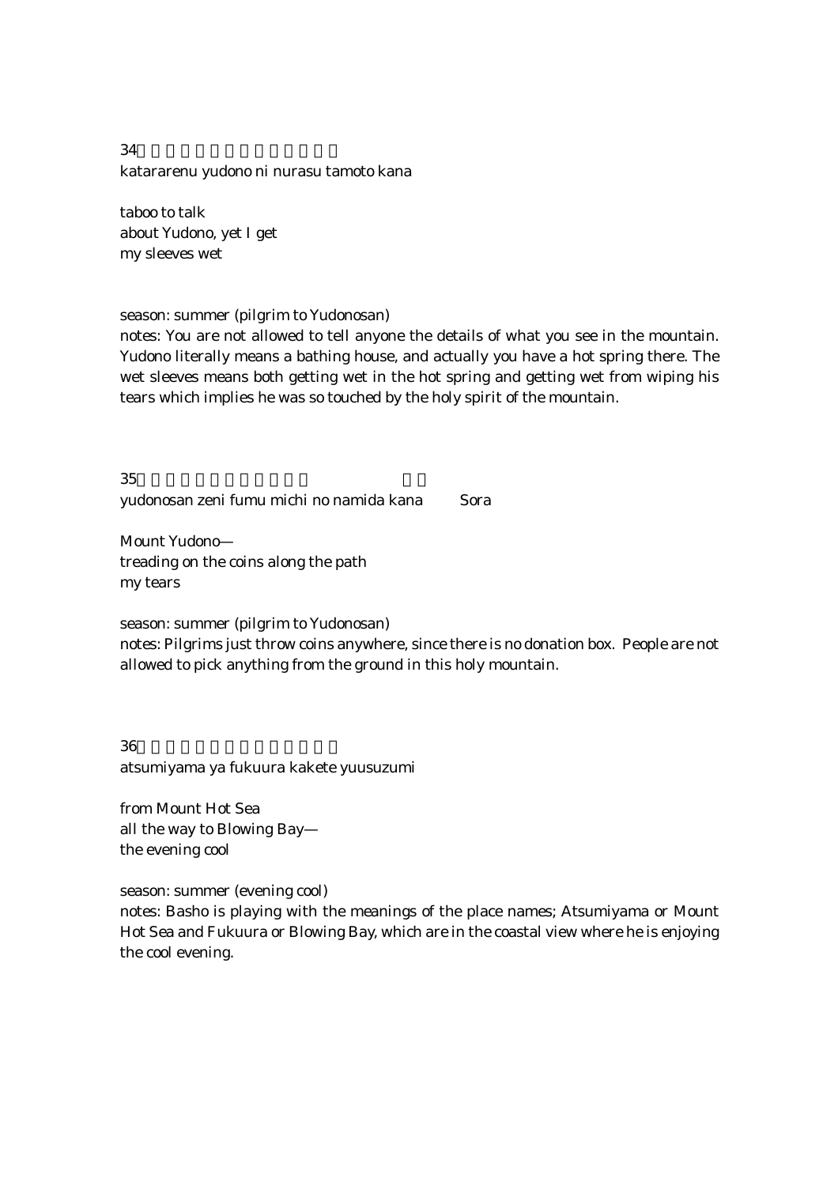34

katararenu yudono ni nurasu tamoto kana

taboo to talk
about Yudono, yet I get
my sleeves wet

season: summer (pilgrim to Yudonosan)

notes: You are not allowed to tell anyone the details of what you see in the mountain. Yudono literally means a bathing house, and actually you have a hot spring there. The wet sleeves means both getting wet in the hot spring and getting wet from wiping his tears which implies he was so touched by the holy spirit of the mountain.

35

yudonosan zeni fumu michi no namida kana Sora

Mount Yudono—
treading on the coins along the path
my tears

season: summer (pilgrim to Yudonosan)

notes: Pilgrims just throw coins anywhere, since there is no donation box. People are not allowed to pick anything from the ground in this holy mountain.

36

atsumiyama ya fukuura kakete yuusuzumi

from Mount Hot Sea
all the way to Blowing Bay—
the evening cool

season: summer (evening cool)

notes: Basho is playing with the meanings of the place names; Atsumiyama or Mount Hot Sea and Fukuura or Blowing Bay, which are in the coastal view where he is enjoying the cool evening.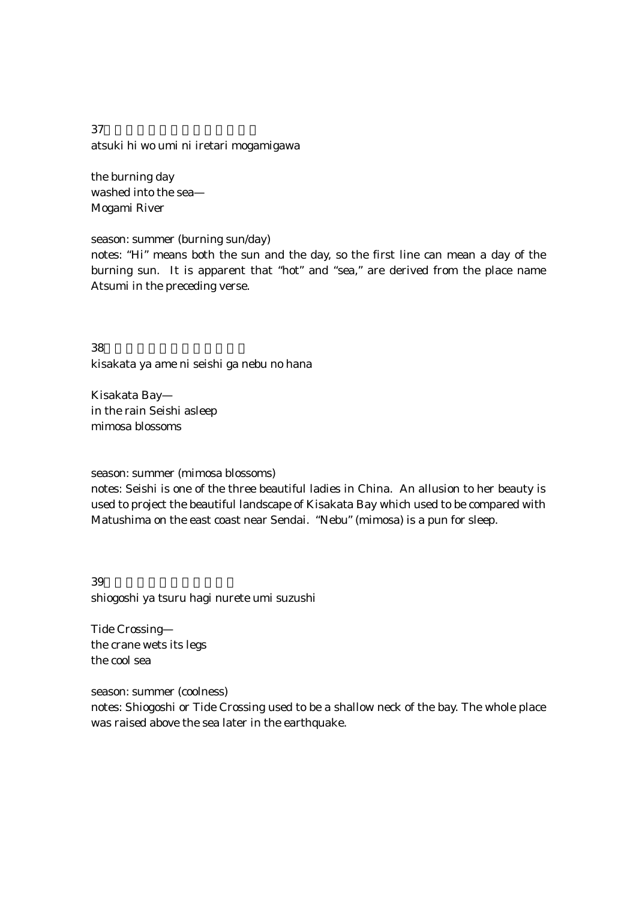37

atsuki hi wo umi ni iretari mogamigawa

the burning day
washed into the sea—
Mogami River

season: summer (burning sun/day)

notes: "Hi" means both the sun and the day, so the first line can mean a day of the burning sun. It is apparent that "hot" and "sea," are derived from the place name Atsumi in the preceding verse.

38

kisakata ya ame ni seishi ga nebu no hana

Kisakata Bay—
in the rain Seishi asleep
mimosa blossoms

season: summer (mimosa blossoms)

notes: Seishi is one of the three beautiful ladies in China. An allusion to her beauty is used to project the beautiful landscape of Kisakata Bay which used to be compared with Matushima on the east coast near Sendai. "Nebu" (mimosa) is a pun for sleep.

39

shiogoshi ya tsuru hagi nurete umi suzushi

Tide Crossing—
the crane wets its legs
the cool sea

season: summer (coolness)

notes: Shiogoshi or Tide Crossing used to be a shallow neck of the bay. The whole place was raised above the sea later in the earthquake.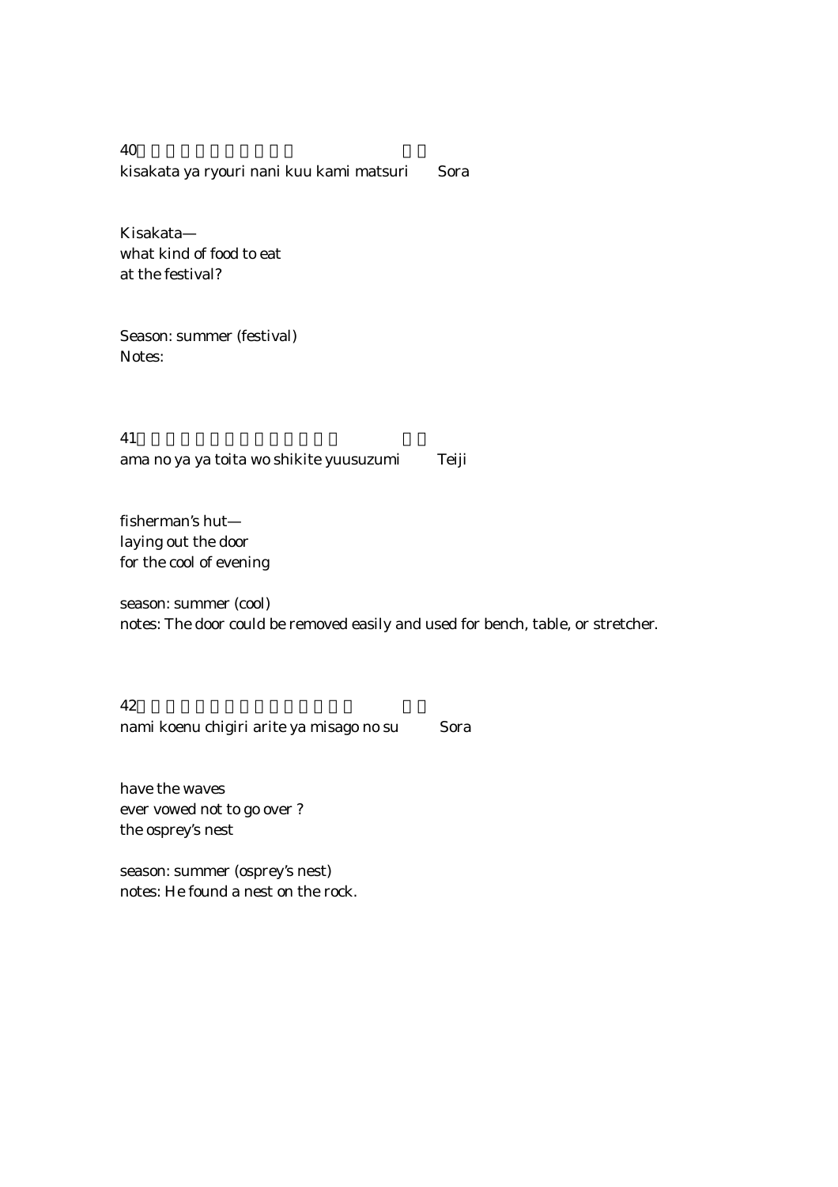40

kisakata ya ryouri nani kuu kami matsuri　　Sora

Kisakata—
what kind of food to eat
at the festival?

Season: summer (festival)
Notes:

41

ama no ya ya toita wo shikite yuusuzumi　　Teiji

fisherman's hut—
laying out the door
for the cool of evening

season: summer (cool)
notes: The door could be removed easily and used for bench, table, or stretcher.

42

nami koenu chigiri arite ya misago no su　　Sora

have the waves
ever vowed not to go over ?
the osprey's nest

season: summer (osprey's nest)
notes: He found a nest on the rock.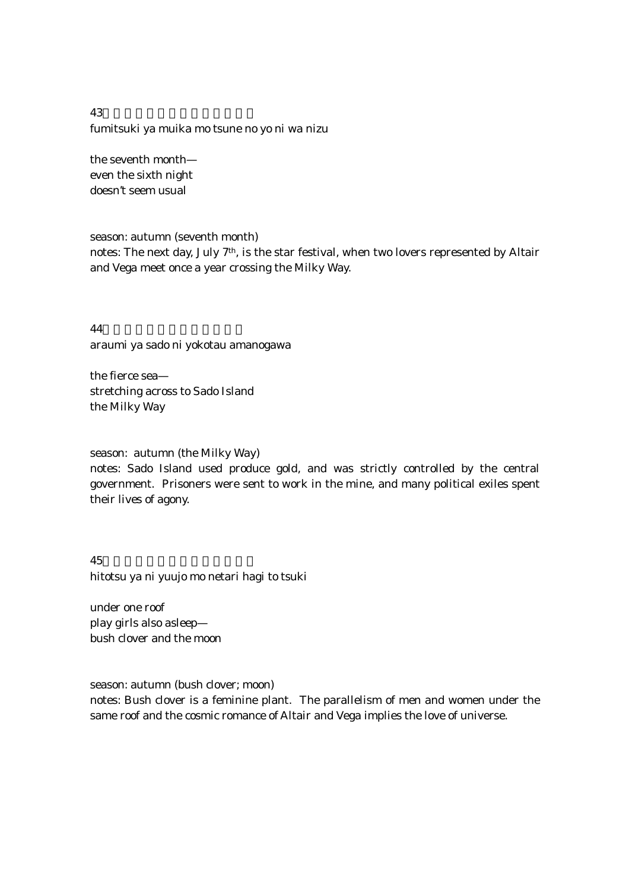43

fumitsuki ya muika mo tsune no yo ni wa nizu

the seventh month—
even the sixth night
doesn't seem usual

season: autumn (seventh month)
notes: The next day, July 7th, is the star festival, when two lovers represented by Altair and Vega meet once a year crossing the Milky Way.

44

araumi ya sado ni yokotau amanogawa

the fierce sea—
stretching across to Sado Island
the Milky Way

season: autumn (the Milky Way)
notes: Sado Island used produce gold, and was strictly controlled by the central government. Prisoners were sent to work in the mine, and many political exiles spent their lives of agony.

45

hitotsu ya ni yuujo mo netari hagi to tsuki

under one roof
play girls also asleep—
bush clover and the moon

season: autumn (bush clover; moon)
notes: Bush clover is a feminine plant. The parallelism of men and women under the same roof and the cosmic romance of Altair and Vega implies the love of universe.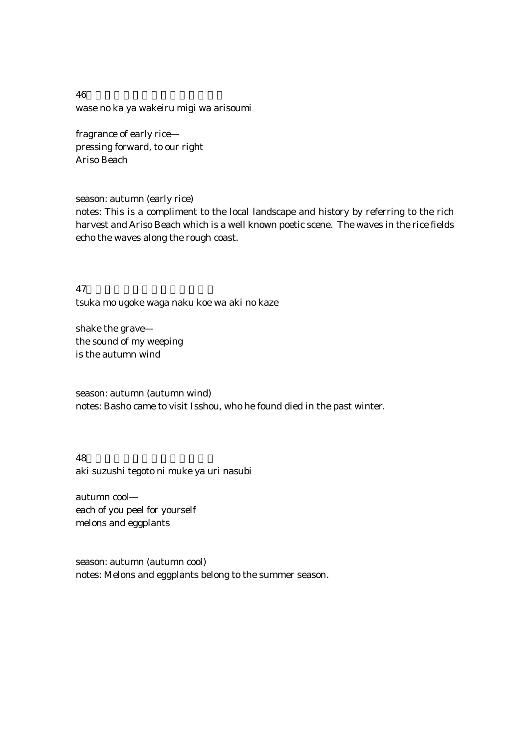46

wase no ka ya wakeiru migi wa arisoumi

fragrance of early rice—
pressing forward, to our right
Ariso Beach

season: autumn (early rice)
notes: This is a compliment to the local landscape and history by referring to the rich harvest and Ariso Beach which is a well known poetic scene. The waves in the rice fields echo the waves along the rough coast.

47

tsuka mo ugoke waga naku koe wa aki no kaze

shake the grave—
the sound of my weeping
is the autumn wind

season: autumn (autumn wind)
notes: Basho came to visit Isshou, who he found died in the past winter.

48

aki suzushi tegoto ni muke ya uri nasubi

autumn cool—
each of you peel for yourself
melons and eggplants

season: autumn (autumn cool)
notes: Melons and eggplants belong to the summer season.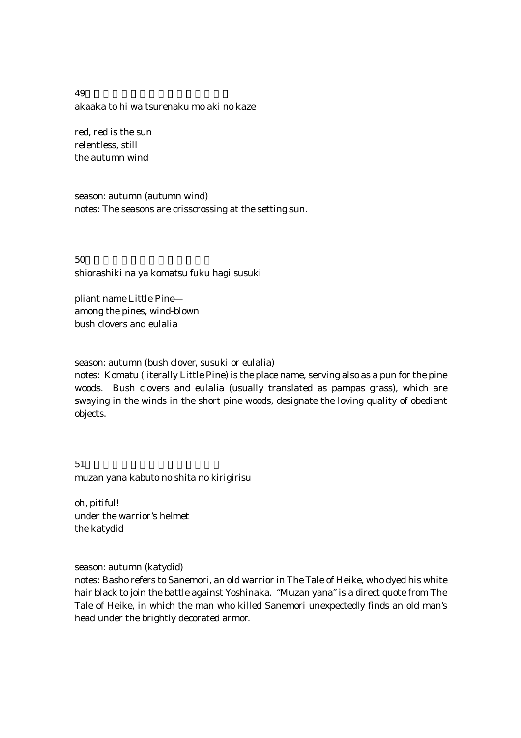49

akaaka to hi wa tsurenaku mo aki no kaze

red, red is the sun
relentless, still
the autumn wind

season: autumn (autumn wind)
notes: The seasons are crisscrossing at the setting sun.

50

shiorashiki na ya komatsu fuku hagi susuki

pliant name Little Pine—
among the pines, wind-blown
bush clovers and eulalia

season: autumn (bush clover, susuki or eulalia)
notes: Komatu (literally Little Pine) is the place name, serving also as a pun for the pine woods. Bush clovers and eulalia (usually translated as pampas grass), which are swaying in the winds in the short pine woods, designate the loving quality of obedient objects.

51

muzan yana kabuto no shita no kirigirisu

oh, pitiful!
under the warrior's helmet
the katydid

season: autumn (katydid)
notes: Basho refers to Sanemori, an old warrior in The Tale of Heike, who dyed his white hair black to join the battle against Yoshinaka. "Muzan yana" is a direct quote from The Tale of Heike, in which the man who killed Sanemori unexpectedly finds an old man's head under the brightly decorated armor.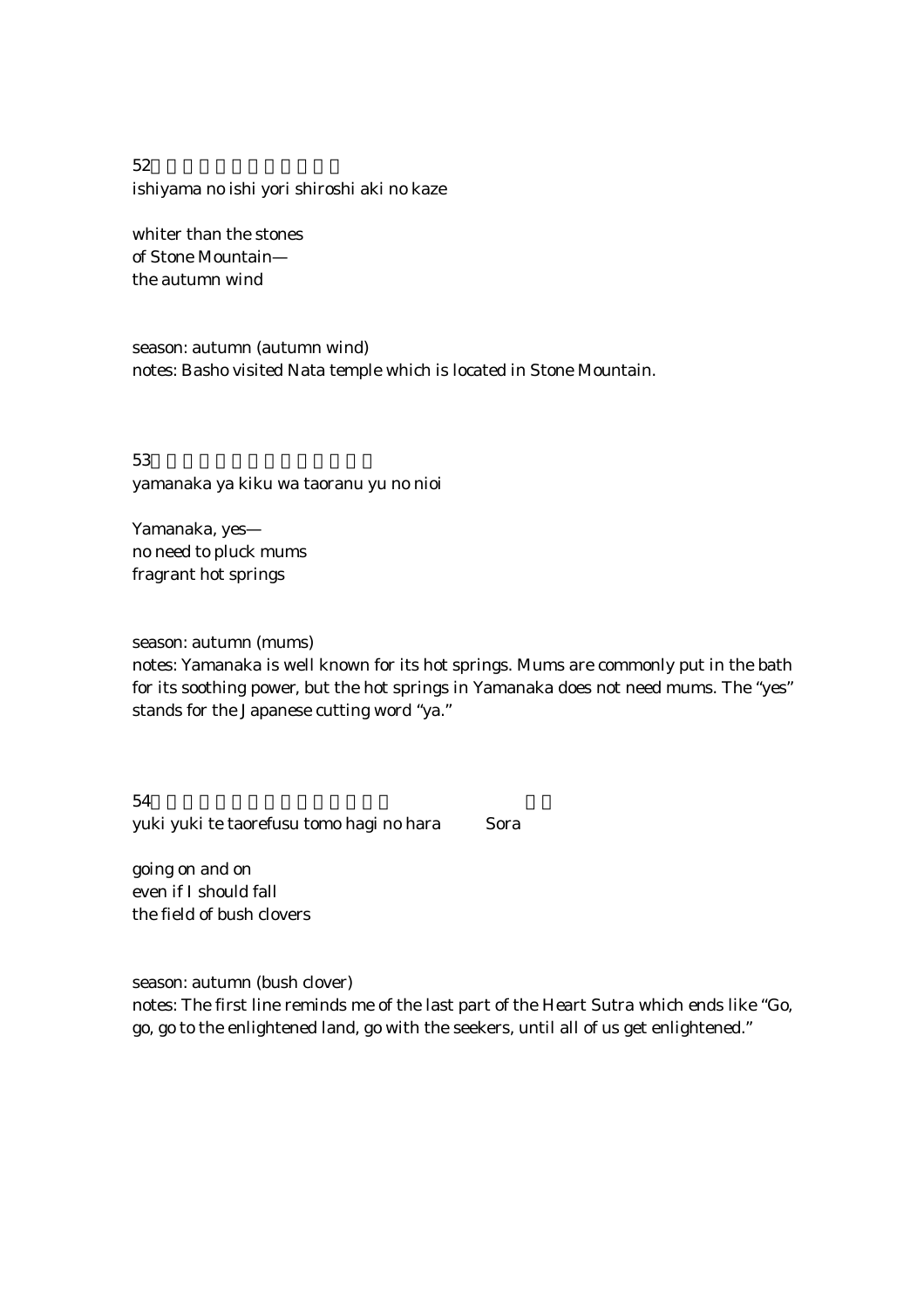52

ishiyama no ishi yori shiroshi aki no kaze

whiter than the stones
of Stone Mountain—
the autumn wind

season: autumn (autumn wind)
notes: Basho visited Nata temple which is located in Stone Mountain.

53

yamanaka ya kiku wa taoranu yu no nioi

Yamanaka, yes—
no need to pluck mums
fragrant hot springs

season: autumn (mums)
notes: Yamanaka is well known for its hot springs. Mums are commonly put in the bath for its soothing power, but the hot springs in Yamanaka does not need mums. The "yes" stands for the Japanese cutting word "ya."

54

yuki yuki te taorefusu tomo hagi no hara Sora

going on and on
even if I should fall
the field of bush clovers

season: autumn (bush clover)
notes: The first line reminds me of the last part of the Heart Sutra which ends like "Go, go, go to the enlightened land, go with the seekers, until all of us get enlightened."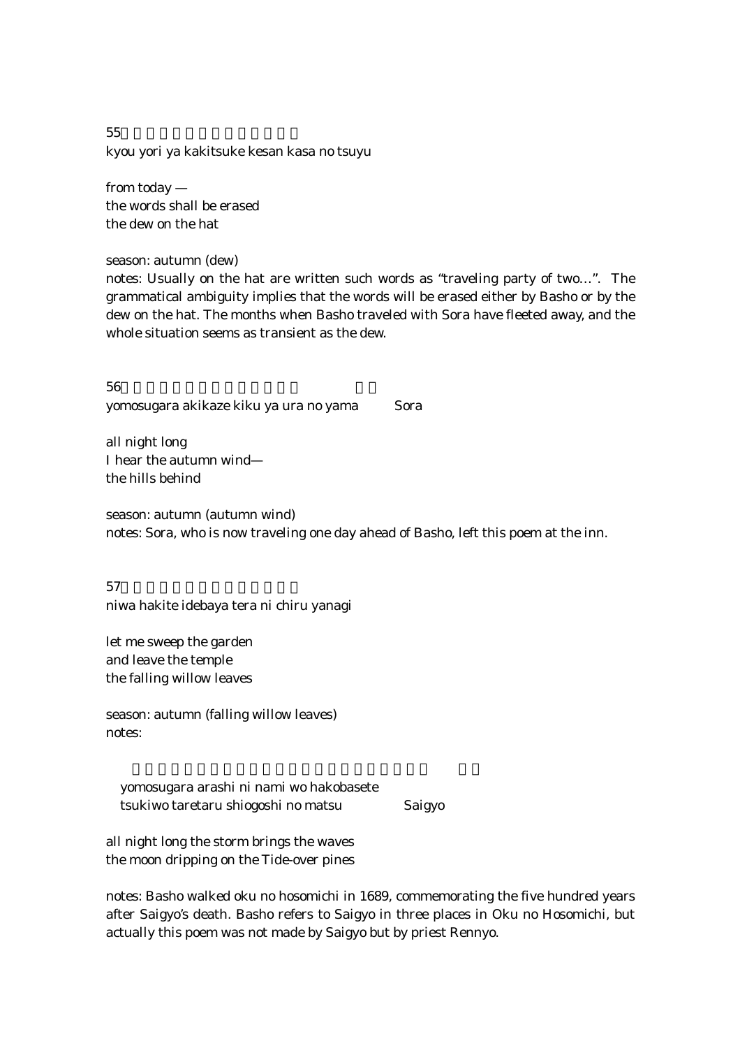55

kyou yori ya kakitsuke kesan kasa no tsuyu

from today —
the words shall be erased
the dew on the hat

season: autumn (dew)

notes: Usually on the hat are written such words as "traveling party of two…". The grammatical ambiguity implies that the words will be erased either by Basho or by the dew on the hat. The months when Basho traveled with Sora have fleeted away, and the whole situation seems as transient as the dew.

56

yomosugara akikaze kiku ya ura no yama Sora

all night long
I hear the autumn wind—
the hills behind

season: autumn (autumn wind)

notes: Sora, who is now traveling one day ahead of Basho, left this poem at the inn.

57

niwa hakite idebaya tera ni chiru yanagi

let me sweep the garden
and leave the temple
the falling willow leaves

season: autumn (falling willow leaves)

notes:

yomosugara arashi ni nami wo hakobasete
tsukiwo taretaru shiogoshi no matsu Saigyo

all night long the storm brings the waves
the moon dripping on the Tide-over pines

notes: Basho walked oku no hosomichi in 1689, commemorating the five hundred years after Saigyo's death. Basho refers to Saigyo in three places in Oku no Hosomichi, but actually this poem was not made by Saigyo but by priest Rennyo.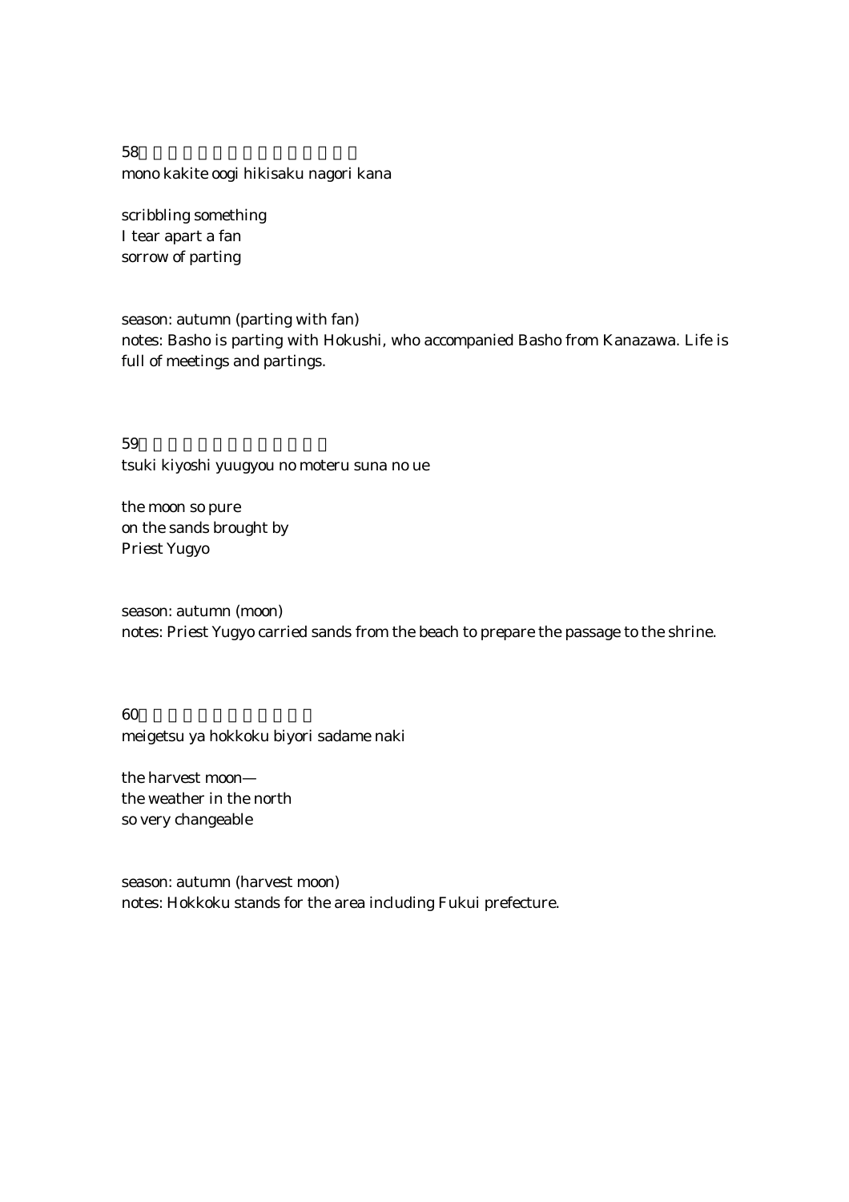58

mono kakite oogi hikisaku nagori kana

scribbling something
I tear apart a fan
sorrow of parting

season: autumn (parting with fan)
notes: Basho is parting with Hokushi, who accompanied Basho from Kanazawa. Life is full of meetings and partings.

59

tsuki kiyoshi yuugyou no moteru suna no ue

the moon so pure
on the sands brought by
Priest Yugyo

season: autumn (moon)
notes: Priest Yugyo carried sands from the beach to prepare the passage to the shrine.

60

meigetsu ya hokkoku biyori sadame naki

the harvest moon—
the weather in the north
so very changeable

season: autumn (harvest moon)
notes: Hokkoku stands for the area including Fukui prefecture.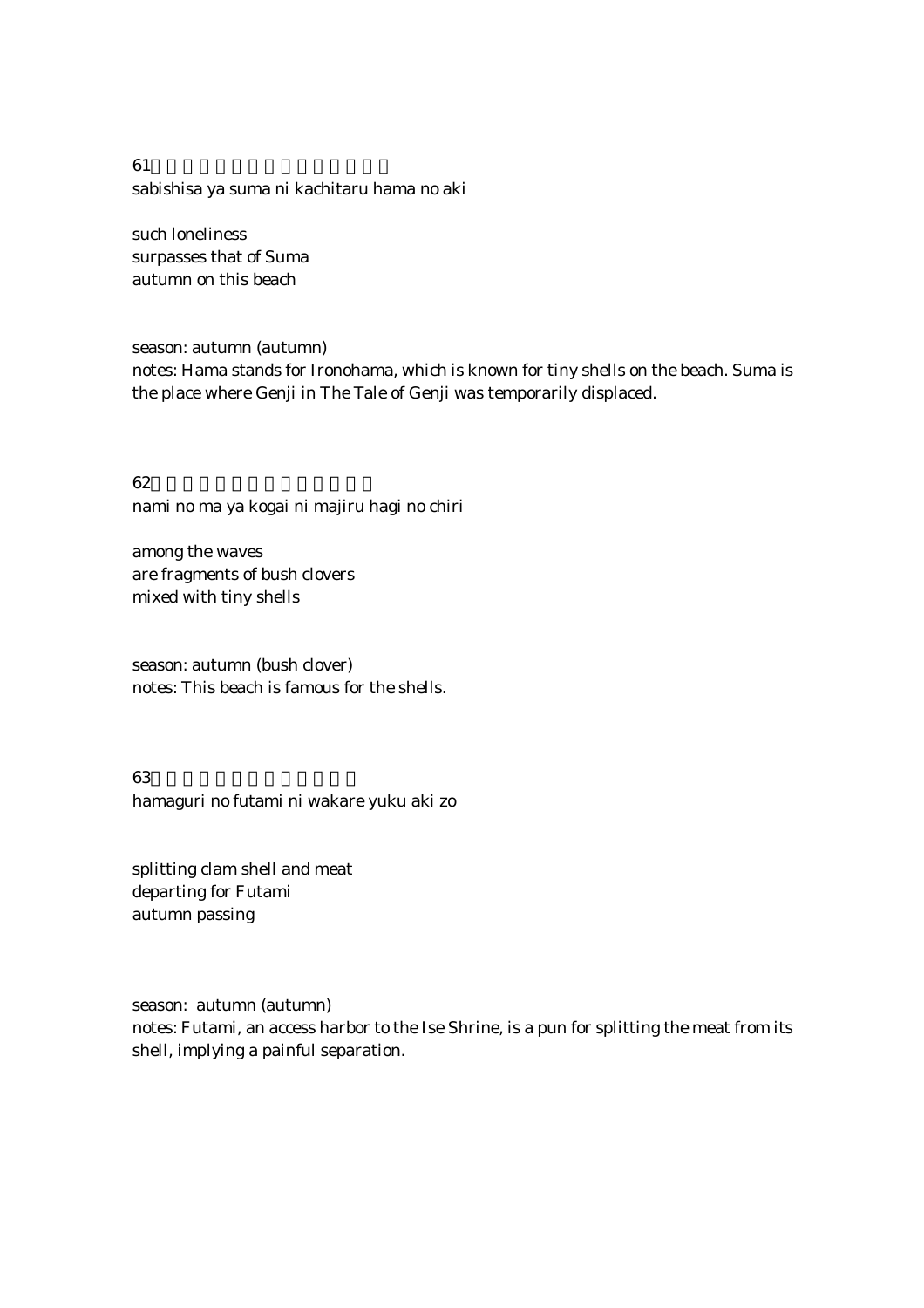61

sabishisa ya suma ni kachitaru hama no aki

such loneliness
surpasses that of Suma
autumn on this beach

season: autumn (autumn)
notes: Hama stands for Ironohama, which is known for tiny shells on the beach. Suma is the place where Genji in The Tale of Genji was temporarily displaced.

62

nami no ma ya kogai ni majiru hagi no chiri

among the waves
are fragments of bush clovers
mixed with tiny shells

season: autumn (bush clover)
notes: This beach is famous for the shells.

63

hamaguri no futami ni wakare yuku aki zo

splitting clam shell and meat
departing for Futami
autumn passing

season: autumn (autumn)
notes: Futami, an access harbor to the Ise Shrine, is a pun for splitting the meat from its shell, implying a painful separation.